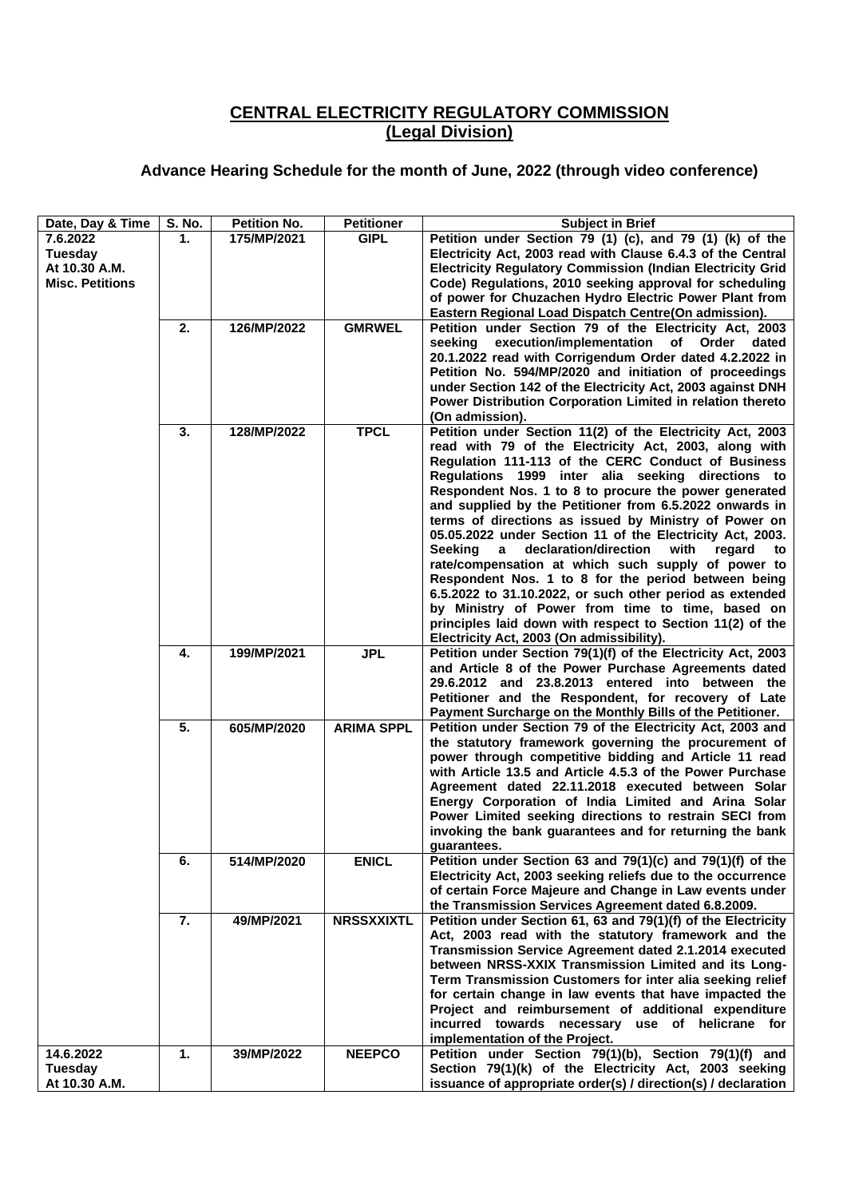# CENTRAL ELECTRICITY REGULATORY COMMISSION
## (Legal Division)

### Advance Hearing Schedule for the month of June, 2022 (through video conference)

| Date, Day & Time | S. No. | Petition No. | Petitioner | Subject in Brief |
|---|---|---|---|---|
| **7.6.2022 Tuesday At 10.30 A.M. Misc. Petitions** | **1.** | **175/MP/2021** | **GIPL** | **Petition under Section 79 (1) (c), and 79 (1) (k) of the Electricity Act, 2003 read with Clause 6.4.3 of the Central Electricity Regulatory Commission (Indian Electricity Grid Code) Regulations, 2010 seeking approval for scheduling of power for Chuzachen Hydro Electric Power Plant from Eastern Regional Load Dispatch Centre(On admission).** |
| | **2.** | **126/MP/2022** | **GMRWEL** | **Petition under Section 79 of the Electricity Act, 2003 seeking execution/implementation of Order dated 20.1.2022 read with Corrigendum Order dated 4.2.2022 in Petition No. 594/MP/2020 and initiation of proceedings under Section 142 of the Electricity Act, 2003 against DNH Power Distribution Corporation Limited in relation thereto (On admission).** |
| | **3.** | **128/MP/2022** | **TPCL** | **Petition under Section 11(2) of the Electricity Act, 2003 read with 79 of the Electricity Act, 2003, along with Regulation 111-113 of the CERC Conduct of Business Regulations 1999 inter alia seeking directions to Respondent Nos. 1 to 8 to procure the power generated and supplied by the Petitioner from 6.5.2022 onwards in terms of directions as issued by Ministry of Power on 05.05.2022 under Section 11 of the Electricity Act, 2003. Seeking a declaration/direction with regard to rate/compensation at which such supply of power to Respondent Nos. 1 to 8 for the period between being 6.5.2022 to 31.10.2022, or such other period as extended by Ministry of Power from time to time, based on principles laid down with respect to Section 11(2) of the Electricity Act, 2003 (On admissibility).** |
| | **4.** | **199/MP/2021** | **JPL** | **Petition under Section 79(1)(f) of the Electricity Act, 2003 and Article 8 of the Power Purchase Agreements dated 29.6.2012 and 23.8.2013 entered into between the Petitioner and the Respondent, for recovery of Late Payment Surcharge on the Monthly Bills of the Petitioner.** |
| | **5.** | **605/MP/2020** | **ARIMA SPPL** | **Petition under Section 79 of the Electricity Act, 2003 and the statutory framework governing the procurement of power through competitive bidding and Article 11 read with Article 13.5 and Article 4.5.3 of the Power Purchase Agreement dated 22.11.2018 executed between Solar Energy Corporation of India Limited and Arina Solar Power Limited seeking directions to restrain SECI from invoking the bank guarantees and for returning the bank guarantees.** |
| | **6.** | **514/MP/2020** | **ENICL** | **Petition under Section 63 and 79(1)(c) and 79(1)(f) of the Electricity Act, 2003 seeking reliefs due to the occurrence of certain Force Majeure and Change in Law events under the Transmission Services Agreement dated 6.8.2009.** |
| | **7.** | **49/MP/2021** | **NRSSXXIXTL** | **Petition under Section 61, 63 and 79(1)(f) of the Electricity Act, 2003 read with the statutory framework and the Transmission Service Agreement dated 2.1.2014 executed between NRSS-XXIX Transmission Limited and its Long-Term Transmission Customers for inter alia seeking relief for certain change in law events that have impacted the Project and reimbursement of additional expenditure incurred towards necessary use of helicrane for implementation of the Project.** |
| **14.6.2022 Tuesday At 10.30 A.M.** | **1.** | **39/MP/2022** | **NEEPCO** | **Petition under Section 79(1)(b), Section 79(1)(f) and Section 79(1)(k) of the Electricity Act, 2003 seeking issuance of appropriate order(s) / direction(s) / declaration** |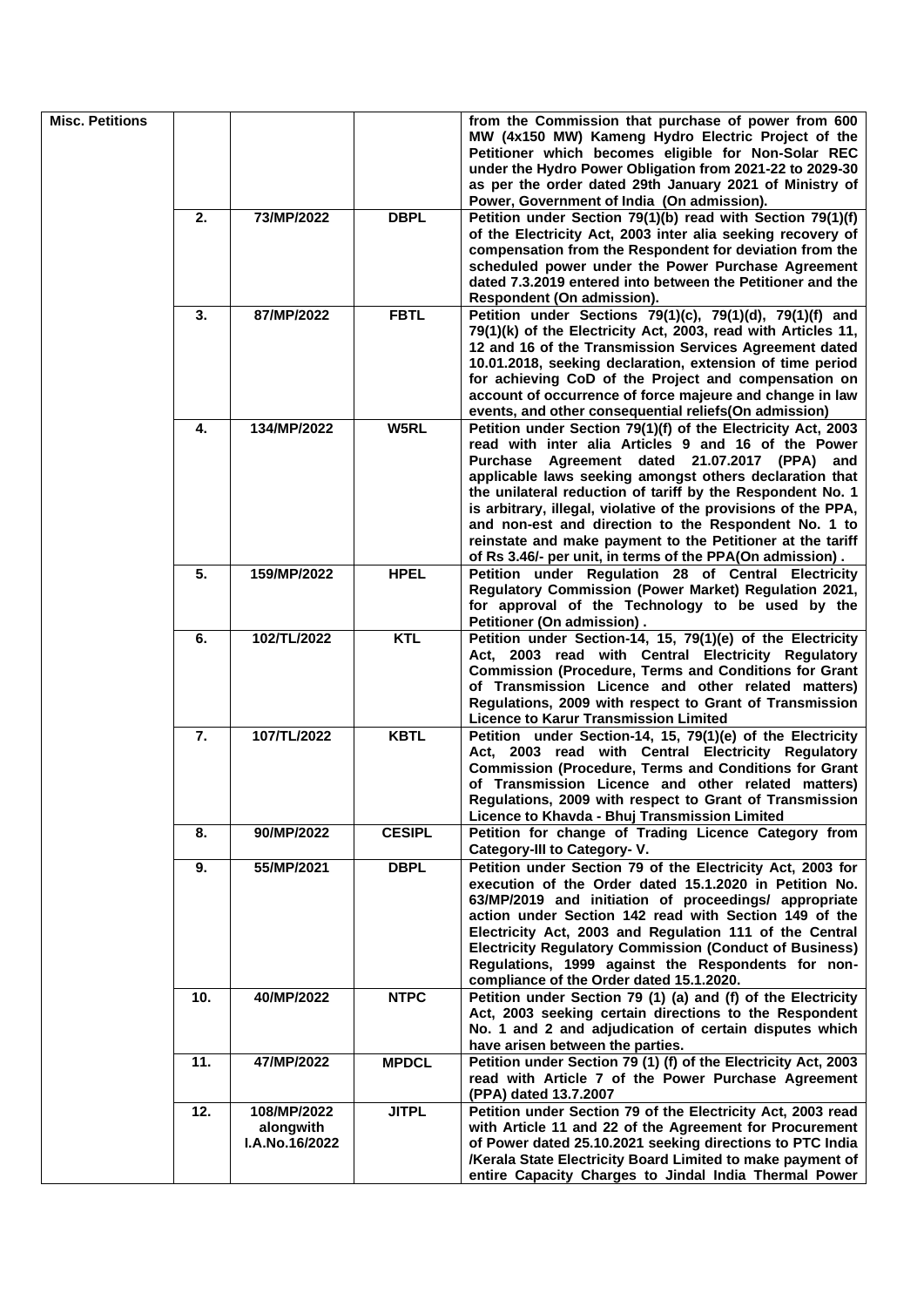| Misc. Petitions | | | | from the Commission that purchase of power from 600 MW (4x150 MW) Kameng Hydro Electric Project of the Petitioner which becomes eligible for Non-Solar REC under the Hydro Power Obligation from 2021-22 to 2029-30 as per the order dated 29th January 2021 of Ministry of Power, Government of India (On admission). |
|---|---|---|---|---|
| | 2. | 73/MP/2022 | DBPL | Petition under Section 79(1)(b) read with Section 79(1)(f) of the Electricity Act, 2003 inter alia seeking recovery of compensation from the Respondent for deviation from the scheduled power under the Power Purchase Agreement dated 7.3.2019 entered into between the Petitioner and the Respondent (On admission). |
| | 3. | 87/MP/2022 | FBTL | Petition under Sections 79(1)(c), 79(1)(d), 79(1)(f) and 79(1)(k) of the Electricity Act, 2003, read with Articles 11, 12 and 16 of the Transmission Services Agreement dated 10.01.2018, seeking declaration, extension of time period for achieving CoD of the Project and compensation on account of occurrence of force majeure and change in law events, and other consequential reliefs(On admission) |
| | 4. | 134/MP/2022 | W5RL | Petition under Section 79(1)(f) of the Electricity Act, 2003 read with inter alia Articles 9 and 16 of the Power Purchase Agreement dated 21.07.2017 (PPA) and applicable laws seeking amongst others declaration that the unilateral reduction of tariff by the Respondent No. 1 is arbitrary, illegal, violative of the provisions of the PPA, and non-est and direction to the Respondent No. 1 to reinstate and make payment to the Petitioner at the tariff of Rs 3.46/- per unit, in terms of the PPA(On admission) . |
| | 5. | 159/MP/2022 | HPEL | Petition under Regulation 28 of Central Electricity Regulatory Commission (Power Market) Regulation 2021, for approval of the Technology to be used by the Petitioner (On admission) . |
| | 6. | 102/TL/2022 | KTL | Petition under Section-14, 15, 79(1)(e) of the Electricity Act, 2003 read with Central Electricity Regulatory Commission (Procedure, Terms and Conditions for Grant of Transmission Licence and other related matters) Regulations, 2009 with respect to Grant of Transmission Licence to Karur Transmission Limited |
| | 7. | 107/TL/2022 | KBTL | Petition under Section-14, 15, 79(1)(e) of the Electricity Act, 2003 read with Central Electricity Regulatory Commission (Procedure, Terms and Conditions for Grant of Transmission Licence and other related matters) Regulations, 2009 with respect to Grant of Transmission Licence to Khavda - Bhuj Transmission Limited |
| | 8. | 90/MP/2022 | CESIPL | Petition for change of Trading Licence Category from Category-III to Category- V. |
| | 9. | 55/MP/2021 | DBPL | Petition under Section 79 of the Electricity Act, 2003 for execution of the Order dated 15.1.2020 in Petition No. 63/MP/2019 and initiation of proceedings/ appropriate action under Section 142 read with Section 149 of the Electricity Act, 2003 and Regulation 111 of the Central Electricity Regulatory Commission (Conduct of Business) Regulations, 1999 against the Respondents for non-compliance of the Order dated 15.1.2020. |
| | 10. | 40/MP/2022 | NTPC | Petition under Section 79 (1) (a) and (f) of the Electricity Act, 2003 seeking certain directions to the Respondent No. 1 and 2 and adjudication of certain disputes which have arisen between the parties. |
| | 11. | 47/MP/2022 | MPDCL | Petition under Section 79 (1) (f) of the Electricity Act, 2003 read with Article 7 of the Power Purchase Agreement (PPA) dated 13.7.2007 |
| | 12. | 108/MP/2022 alongwith I.A.No.16/2022 | JITPL | Petition under Section 79 of the Electricity Act, 2003 read with Article 11 and 22 of the Agreement for Procurement of Power dated 25.10.2021 seeking directions to PTC India /Kerala State Electricity Board Limited to make payment of entire Capacity Charges to Jindal India Thermal Power |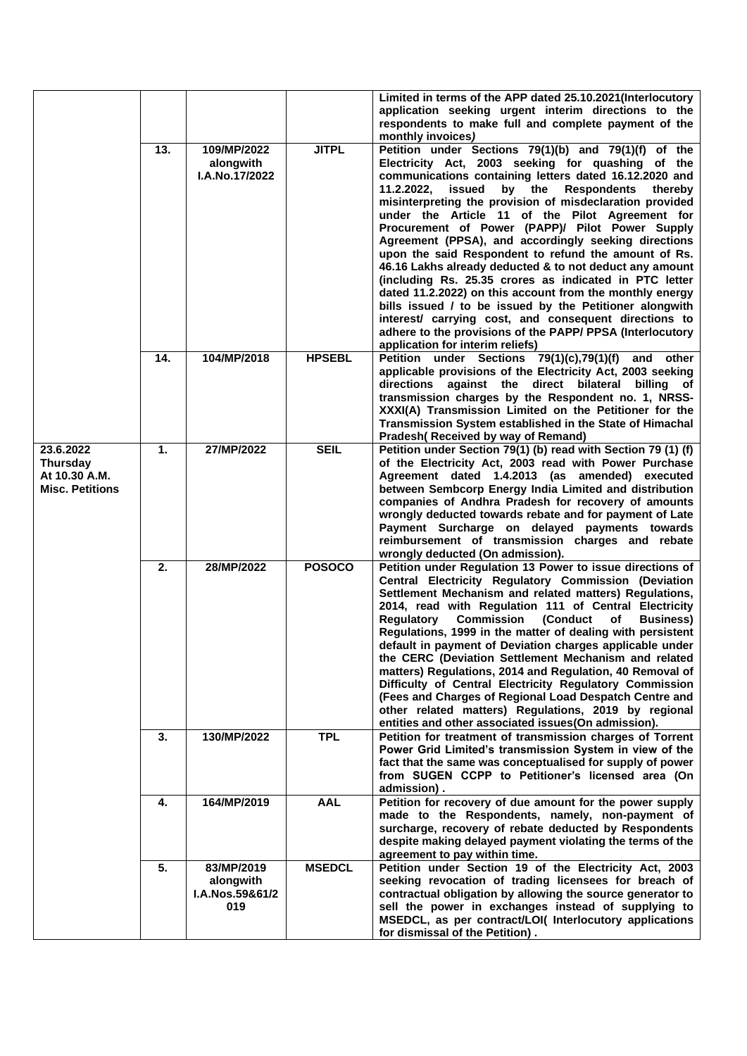| | | | | |
|---|---|---|---|---|
| | | | | **Limited in terms of the APP dated 25.10.2021(Interlocutory application seeking urgent interim directions to the respondents to make full and complete payment of the monthly invoices)** |
| | **13.** | **109/MP/2022 alongwith I.A.No.17/2022** | **JITPL** | **Petition under Sections 79(1)(b) and 79(1)(f) of the Electricity Act, 2003 seeking for quashing of the communications containing letters dated 16.12.2020 and 11.2.2022, issued by the Respondents thereby misinterpreting the provision of misdeclaration provided under the Article 11 of the Pilot Agreement for Procurement of Power (PAPP)/ Pilot Power Supply Agreement (PPSA), and accordingly seeking directions upon the said Respondent to refund the amount of Rs. 46.16 Lakhs already deducted & to not deduct any amount (including Rs. 25.35 crores as indicated in PTC letter dated 11.2.2022) on this account from the monthly energy bills issued / to be issued by the Petitioner alongwith interest/ carrying cost, and consequent directions to adhere to the provisions of the PAPP/ PPSA (Interlocutory application for interim reliefs)** |
| | **14.** | **104/MP/2018** | **HPSEBL** | **Petition under Sections 79(1)(c),79(1)(f) and other applicable provisions of the Electricity Act, 2003 seeking directions against the direct bilateral billing of transmission charges by the Respondent no. 1, NRSS-XXXI(A) Transmission Limited on the Petitioner for the Transmission System established in the State of Himachal Pradesh( Received by way of Remand)** |
| **23.6.2022 Thursday At 10.30 A.M. Misc. Petitions** | **1.** | **27/MP/2022** | **SEIL** | **Petition under Section 79(1) (b) read with Section 79 (1) (f) of the Electricity Act, 2003 read with Power Purchase Agreement dated 1.4.2013 (as amended) executed between Sembcorp Energy India Limited and distribution companies of Andhra Pradesh for recovery of amounts wrongly deducted towards rebate and for payment of Late Payment Surcharge on delayed payments towards reimbursement of transmission charges and rebate wrongly deducted (On admission).** |
| | **2.** | **28/MP/2022** | **POSOCO** | **Petition under Regulation 13 Power to issue directions of Central Electricity Regulatory Commission (Deviation Settlement Mechanism and related matters) Regulations, 2014, read with Regulation 111 of Central Electricity Regulatory Commission (Conduct of Business) Regulations, 1999 in the matter of dealing with persistent default in payment of Deviation charges applicable under the CERC (Deviation Settlement Mechanism and related matters) Regulations, 2014 and Regulation, 40 Removal of Difficulty of Central Electricity Regulatory Commission (Fees and Charges of Regional Load Despatch Centre and other related matters) Regulations, 2019 by regional entities and other associated issues(On admission).** |
| | **3.** | **130/MP/2022** | **TPL** | **Petition for treatment of transmission charges of Torrent Power Grid Limited's transmission System in view of the fact that the same was conceptualised for supply of power from SUGEN CCPP to Petitioner's licensed area (On admission) .** |
| | **4.** | **164/MP/2019** | **AAL** | **Petition for recovery of due amount for the power supply made to the Respondents, namely, non-payment of surcharge, recovery of rebate deducted by Respondents despite making delayed payment violating the terms of the agreement to pay within time.** |
| | **5.** | **83/MP/2019 alongwith I.A.Nos.59&61/2019** | **MSEDCL** | **Petition under Section 19 of the Electricity Act, 2003 seeking revocation of trading licensees for breach of contractual obligation by allowing the source generator to sell the power in exchanges instead of supplying to MSEDCL, as per contract/LOI( Interlocutory applications for dismissal of the Petition) .** |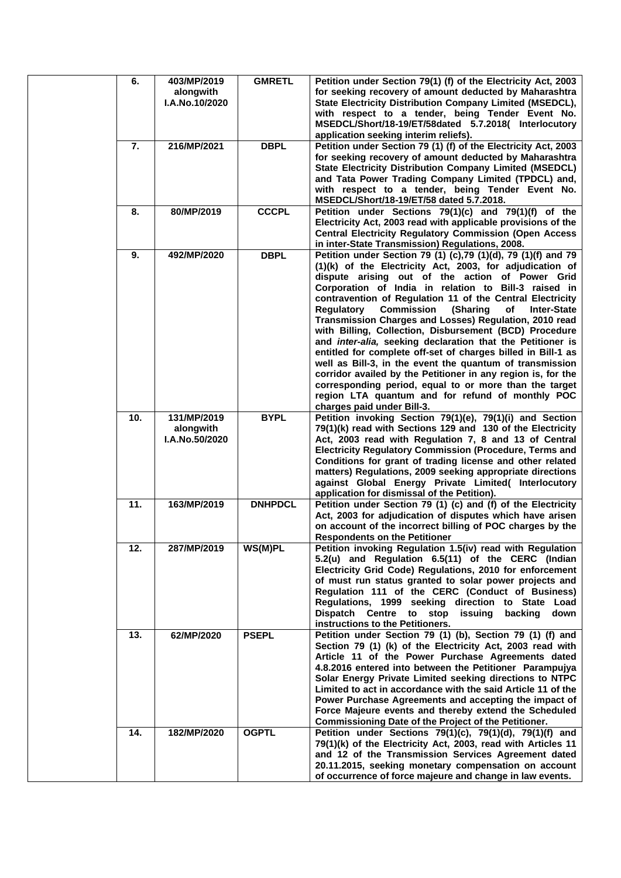| | | | | |
|---|---|---|---|---|
| | 6. | 403/MP/2019 alongwith I.A.No.10/2020 | GMRETL | Petition under Section 79(1) (f) of the Electricity Act, 2003 for seeking recovery of amount deducted by Maharashtra State Electricity Distribution Company Limited (MSEDCL), with respect to a tender, being Tender Event No. MSEDCL/Short/18-19/ET/58dated 5.7.2018( Interlocutory application seeking interim reliefs). |
| | 7. | 216/MP/2021 | DBPL | Petition under Section 79 (1) (f) of the Electricity Act, 2003 for seeking recovery of amount deducted by Maharashtra State Electricity Distribution Company Limited (MSEDCL) and Tata Power Trading Company Limited (TPDCL) and, with respect to a tender, being Tender Event No. MSEDCL/Short/18-19/ET/58 dated 5.7.2018. |
| | 8. | 80/MP/2019 | CCCPL | Petition under Sections 79(1)(c) and 79(1)(f) of the Electricity Act, 2003 read with applicable provisions of the Central Electricity Regulatory Commission (Open Access in inter-State Transmission) Regulations, 2008. |
| | 9. | 492/MP/2020 | DBPL | Petition under Section 79 (1) (c),79 (1)(d), 79 (1)(f) and 79 (1)(k) of the Electricity Act, 2003, for adjudication of dispute arising out of the action of Power Grid Corporation of India in relation to Bill-3 raised in contravention of Regulation 11 of the Central Electricity Regulatory Commission (Sharing of Inter-State Transmission Charges and Losses) Regulation, 2010 read with Billing, Collection, Disbursement (BCD) Procedure and *inter-alia,* seeking declaration that the Petitioner is entitled for complete off-set of charges billed in Bill-1 as well as Bill-3, in the event the quantum of transmission corridor availed by the Petitioner in any region is, for the corresponding period, equal to or more than the target region LTA quantum and for refund of monthly POC charges paid under Bill-3. |
| | 10. | 131/MP/2019 alongwith I.A.No.50/2020 | BYPL | Petition invoking Section 79(1)(e), 79(1)(i) and Section 79(1)(k) read with Sections 129 and 130 of the Electricity Act, 2003 read with Regulation 7, 8 and 13 of Central Electricity Regulatory Commission (Procedure, Terms and Conditions for grant of trading license and other related matters) Regulations, 2009 seeking appropriate directions against Global Energy Private Limited( Interlocutory application for dismissal of the Petition). |
| | 11. | 163/MP/2019 | DNHPDCL | Petition under Section 79 (1) (c) and (f) of the Electricity Act, 2003 for adjudication of disputes which have arisen on account of the incorrect billing of POC charges by the Respondents on the Petitioner |
| | 12. | 287/MP/2019 | WS(M)PL | Petition invoking Regulation 1.5(iv) read with Regulation 5.2(u) and Regulation 6.5(11) of the CERC (Indian Electricity Grid Code) Regulations, 2010 for enforcement of must run status granted to solar power projects and Regulation 111 of the CERC (Conduct of Business) Regulations, 1999 seeking direction to State Load Dispatch Centre to stop issuing backing down instructions to the Petitioners. |
| | 13. | 62/MP/2020 | PSEPL | Petition under Section 79 (1) (b), Section 79 (1) (f) and Section 79 (1) (k) of the Electricity Act, 2003 read with Article 11 of the Power Purchase Agreements dated 4.8.2016 entered into between the Petitioner Parampujya Solar Energy Private Limited seeking directions to NTPC Limited to act in accordance with the said Article 11 of the Power Purchase Agreements and accepting the impact of Force Majeure events and thereby extend the Scheduled Commissioning Date of the Project of the Petitioner. |
| | 14. | 182/MP/2020 | OGPTL | Petition under Sections 79(1)(c), 79(1)(d), 79(1)(f) and 79(1)(k) of the Electricity Act, 2003, read with Articles 11 and 12 of the Transmission Services Agreement dated 20.11.2015, seeking monetary compensation on account of occurrence of force majeure and change in law events. |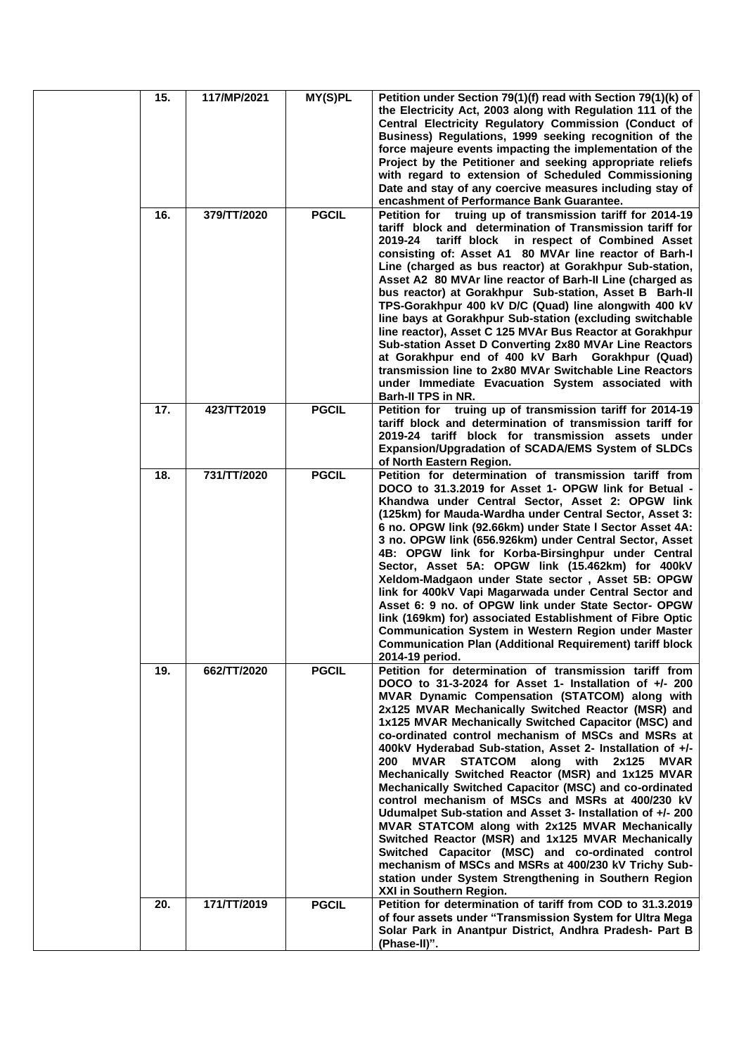|  | 15. | 117/MP/2021 | MY(S)PL | Petition under Section 79(1)(f) read with Section 79(1)(k) of the Electricity Act, 2003 along with Regulation 111 of the Central Electricity Regulatory Commission (Conduct of Business) Regulations, 1999 seeking recognition of the force majeure events impacting the implementation of the Project by the Petitioner and seeking appropriate reliefs with regard to extension of Scheduled Commissioning Date and stay of any coercive measures including stay of encashment of Performance Bank Guarantee. |
|---|---|---|---|---|
|  | 16. | 379/TT/2020 | PGCIL | Petition for truing up of transmission tariff for 2014-19 tariff block and determination of Transmission tariff for 2019-24 tariff block in respect of Combined Asset consisting of: Asset A1 80 MVAr line reactor of Barh-I Line (charged as bus reactor) at Gorakhpur Sub-station, Asset A2 80 MVAr line reactor of Barh-II Line (charged as bus reactor) at Gorakhpur Sub-station, Asset B Barh-II TPS-Gorakhpur 400 kV D/C (Quad) line alongwith 400 kV line bays at Gorakhpur Sub-station (excluding switchable line reactor), Asset C 125 MVAr Bus Reactor at Gorakhpur Sub-station Asset D Converting 2x80 MVAr Line Reactors at Gorakhpur end of 400 kV Barh Gorakhpur (Quad) transmission line to 2x80 MVAr Switchable Line Reactors under Immediate Evacuation System associated with Barh-II TPS in NR. |
|  | 17. | 423/TT2019 | PGCIL | Petition for truing up of transmission tariff for 2014-19 tariff block and determination of transmission tariff for 2019-24 tariff block for transmission assets under Expansion/Upgradation of SCADA/EMS System of SLDCs of North Eastern Region. |
|  | 18. | 731/TT/2020 | PGCIL | Petition for determination of transmission tariff from DOCO to 31.3.2019 for Asset 1- OPGW link for Betual - Khandwa under Central Sector, Asset 2: OPGW link (125km) for Mauda-Wardha under Central Sector, Asset 3: 6 no. OPGW link (92.66km) under State I Sector Asset 4A: 3 no. OPGW link (656.926km) under Central Sector, Asset 4B: OPGW link for Korba-Birsinghpur under Central Sector, Asset 5A: OPGW link (15.462km) for 400kV Xeldom-Madgaon under State sector , Asset 5B: OPGW link for 400kV Vapi Magarwada under Central Sector and Asset 6: 9 no. of OPGW link under State Sector- OPGW link (169km) for) associated Establishment of Fibre Optic Communication System in Western Region under Master Communication Plan (Additional Requirement) tariff block 2014-19 period. |
|  | 19. | 662/TT/2020 | PGCIL | Petition for determination of transmission tariff from DOCO to 31-3-2024 for Asset 1- Installation of +/- 200 MVAR Dynamic Compensation (STATCOM) along with 2x125 MVAR Mechanically Switched Reactor (MSR) and 1x125 MVAR Mechanically Switched Capacitor (MSC) and co-ordinated control mechanism of MSCs and MSRs at 400kV Hyderabad Sub-station, Asset 2- Installation of +/- 200 MVAR STATCOM along with 2x125 MVAR Mechanically Switched Reactor (MSR) and 1x125 MVAR Mechanically Switched Capacitor (MSC) and co-ordinated control mechanism of MSCs and MSRs at 400/230 kV Udumalpet Sub-station and Asset 3- Installation of +/- 200 MVAR STATCOM along with 2x125 MVAR Mechanically Switched Reactor (MSR) and 1x125 MVAR Mechanically Switched Capacitor (MSC) and co-ordinated control mechanism of MSCs and MSRs at 400/230 kV Trichy Sub-station under System Strengthening in Southern Region XXI in Southern Region. |
|  | 20. | 171/TT/2019 | PGCIL | Petition for determination of tariff from COD to 31.3.2019 of four assets under "Transmission System for Ultra Mega Solar Park in Anantpur District, Andhra Pradesh- Part B (Phase-II)". |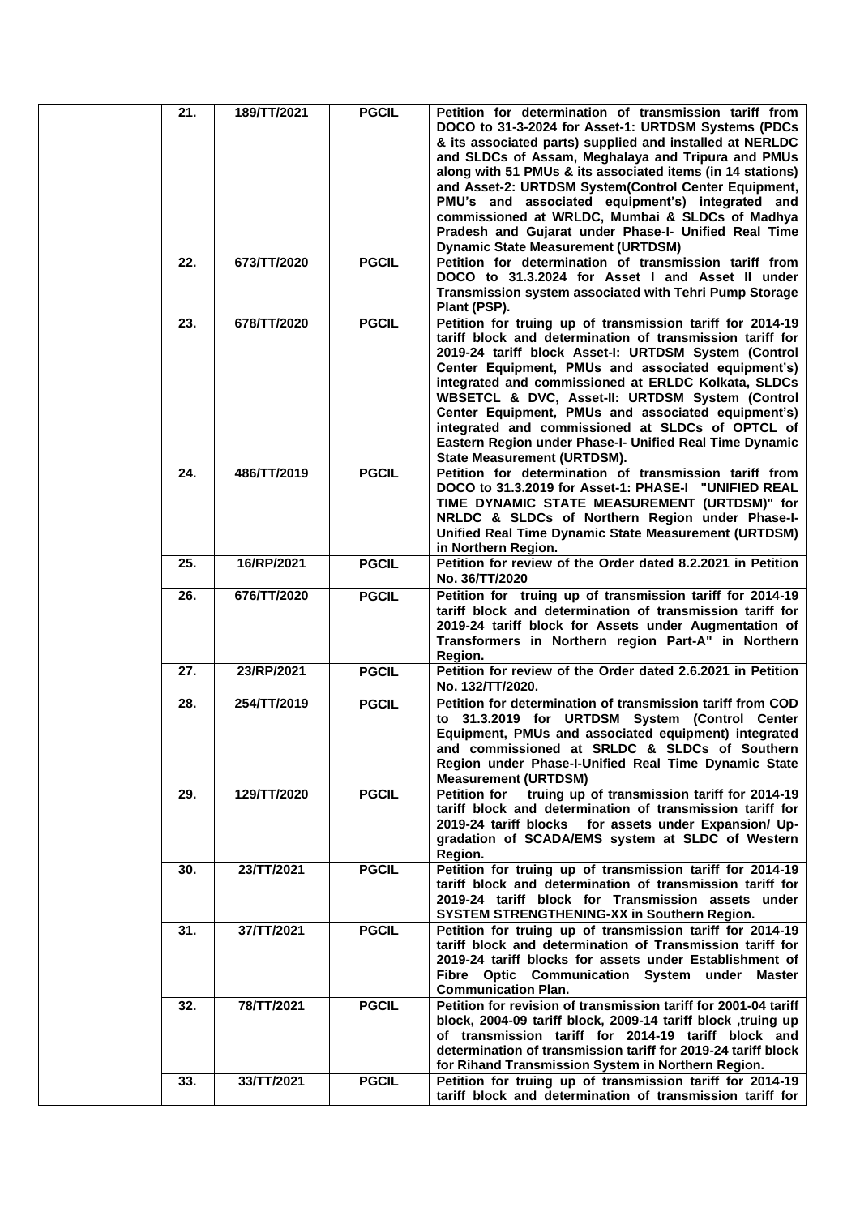|  | 21. | 189/TT/2021 | PGCIL | **Petition for determination of transmission tariff from DOCO to 31-3-2024 for Asset-1: URTDSM Systems (PDCs & its associated parts) supplied and installed at NERLDC and SLDCs of Assam, Meghalaya and Tripura and PMUs along with 51 PMUs & its associated items (in 14 stations) and Asset-2: URTDSM System(Control Center Equipment, PMU's and associated equipment's) integrated and commissioned at WRLDC, Mumbai & SLDCs of Madhya Pradesh and Gujarat under Phase-I- Unified Real Time Dynamic State Measurement (URTDSM)** |
|---|---|---|---|---|
|  | 22. | 673/TT/2020 | PGCIL | **Petition for determination of transmission tariff from DOCO to 31.3.2024 for Asset I and Asset II under Transmission system associated with Tehri Pump Storage Plant (PSP).** |
|  | 23. | 678/TT/2020 | PGCIL | **Petition for truing up of transmission tariff for 2014-19 tariff block and determination of transmission tariff for 2019-24 tariff block Asset-I: URTDSM System (Control Center Equipment, PMUs and associated equipment's) integrated and commissioned at ERLDC Kolkata, SLDCs WBSETCL & DVC, Asset-II: URTDSM System (Control Center Equipment, PMUs and associated equipment's) integrated and commissioned at SLDCs of OPTCL of Eastern Region under Phase-I- Unified Real Time Dynamic State Measurement (URTDSM).** |
|  | 24. | 486/TT/2019 | PGCIL | **Petition for determination of transmission tariff from DOCO to 31.3.2019 for Asset-1: PHASE-I "UNIFIED REAL TIME DYNAMIC STATE MEASUREMENT (URTDSM)" for NRLDC & SLDCs of Northern Region under Phase-I- Unified Real Time Dynamic State Measurement (URTDSM) in Northern Region.** |
|  | 25. | 16/RP/2021 | PGCIL | **Petition for review of the Order dated 8.2.2021 in Petition No. 36/TT/2020** |
|  | 26. | 676/TT/2020 | PGCIL | **Petition for truing up of transmission tariff for 2014-19 tariff block and determination of transmission tariff for 2019-24 tariff block for Assets under Augmentation of Transformers in Northern region Part-A" in Northern Region.** |
|  | 27. | 23/RP/2021 | PGCIL | **Petition for review of the Order dated 2.6.2021 in Petition No. 132/TT/2020.** |
|  | 28. | 254/TT/2019 | PGCIL | **Petition for determination of transmission tariff from COD to 31.3.2019 for URTDSM System (Control Center Equipment, PMUs and associated equipment) integrated and commissioned at SRLDC & SLDCs of Southern Region under Phase-I-Unified Real Time Dynamic State Measurement (URTDSM)** |
|  | 29. | 129/TT/2020 | PGCIL | **Petition for truing up of transmission tariff for 2014-19 tariff block and determination of transmission tariff for 2019-24 tariff blocks for assets under Expansion/ Up-gradation of SCADA/EMS system at SLDC of Western Region.** |
|  | 30. | 23/TT/2021 | PGCIL | **Petition for truing up of transmission tariff for 2014-19 tariff block and determination of transmission tariff for 2019-24 tariff block for Transmission assets under SYSTEM STRENGTHENING-XX in Southern Region.** |
|  | 31. | 37/TT/2021 | PGCIL | **Petition for truing up of transmission tariff for 2014-19 tariff block and determination of Transmission tariff for 2019-24 tariff blocks for assets under Establishment of Fibre Optic Communication System under Master Communication Plan.** |
|  | 32. | 78/TT/2021 | PGCIL | **Petition for revision of transmission tariff for 2001-04 tariff block, 2004-09 tariff block, 2009-14 tariff block ,truing up of transmission tariff for 2014-19 tariff block and determination of transmission tariff for 2019-24 tariff block for Rihand Transmission System in Northern Region.** |
|  | 33. | 33/TT/2021 | PGCIL | **Petition for truing up of transmission tariff for 2014-19 tariff block and determination of transmission tariff for** |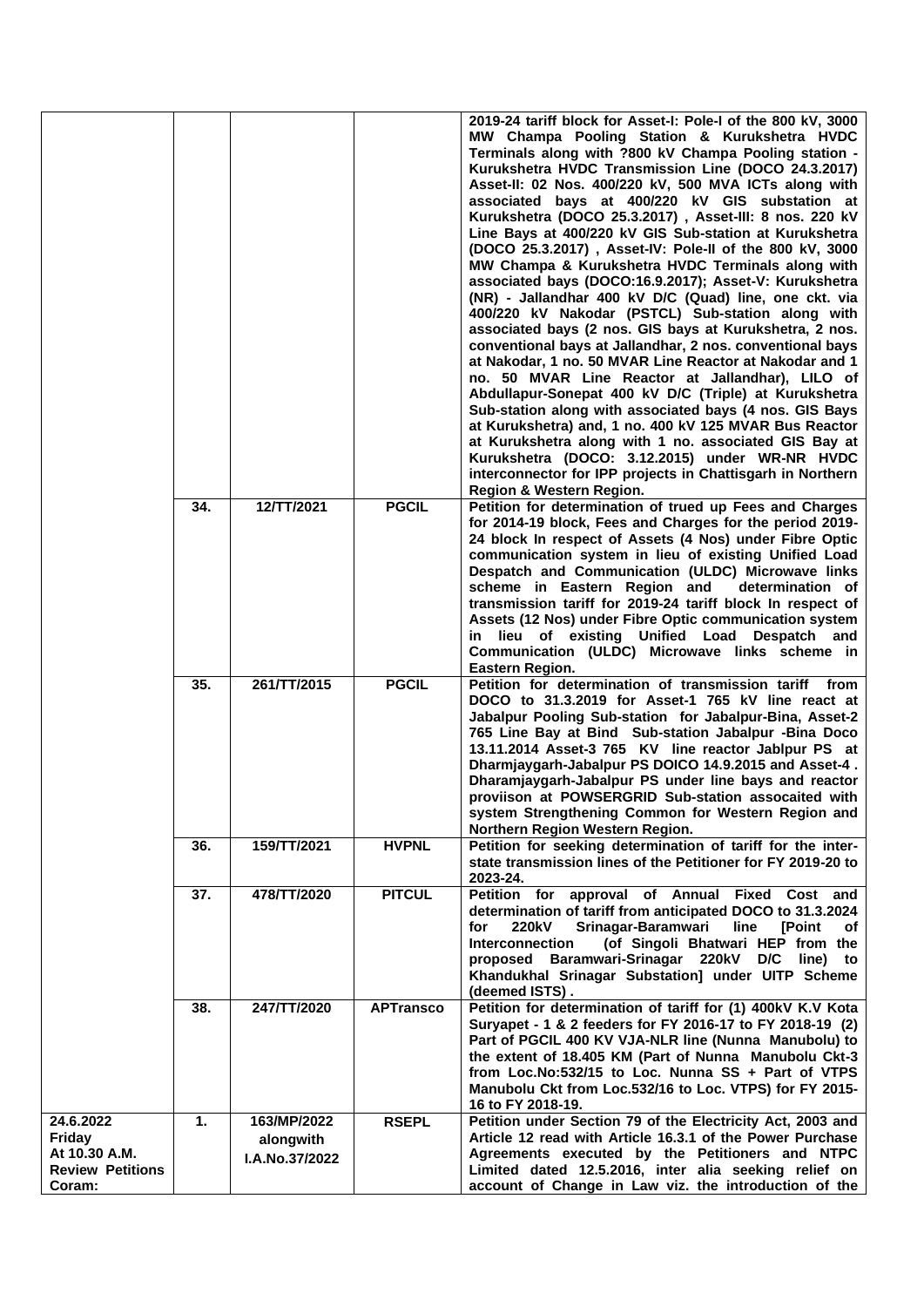| | | | | |
|---|---|---|---|---|
| | | | | **2019-24 tariff block for Asset-I: Pole-I of the 800 kV, 3000 MW Champa Pooling Station & Kurukshetra HVDC Terminals along with ?800 kV Champa Pooling station - Kurukshetra HVDC Transmission Line (DOCO 24.3.2017) Asset-II: 02 Nos. 400/220 kV, 500 MVA ICTs along with associated bays at 400/220 kV GIS substation at Kurukshetra (DOCO 25.3.2017) , Asset-III: 8 nos. 220 kV Line Bays at 400/220 kV GIS Sub-station at Kurukshetra (DOCO 25.3.2017) , Asset-IV: Pole-II of the 800 kV, 3000 MW Champa & Kurukshetra HVDC Terminals along with associated bays (DOCO:16.9.2017); Asset-V: Kurukshetra (NR) - Jallandhar 400 kV D/C (Quad) line, one ckt. via 400/220 kV Nakodar (PSTCL) Sub-station along with associated bays (2 nos. GIS bays at Kurukshetra, 2 nos. conventional bays at Jallandhar, 2 nos. conventional bays at Nakodar, 1 no. 50 MVAR Line Reactor at Nakodar and 1 no. 50 MVAR Line Reactor at Jallandhar), LILO of Abdullapur-Sonepat 400 kV D/C (Triple) at Kurukshetra Sub-station along with associated bays (4 nos. GIS Bays at Kurukshetra) and, 1 no. 400 kV 125 MVAR Bus Reactor at Kurukshetra along with 1 no. associated GIS Bay at Kurukshetra (DOCO: 3.12.2015) under WR-NR HVDC interconnector for IPP projects in Chattisgarh in Northern Region & Western Region.** |
| | **34.** | **12/TT/2021** | **PGCIL** | **Petition for determination of trued up Fees and Charges for 2014-19 block, Fees and Charges for the period 2019-24 block In respect of Assets (4 Nos) under Fibre Optic communication system in lieu of existing Unified Load Despatch and Communication (ULDC) Microwave links scheme in Eastern Region and determination of transmission tariff for 2019-24 tariff block In respect of Assets (12 Nos) under Fibre Optic communication system in lieu of existing Unified Load Despatch and Communication (ULDC) Microwave links scheme in Eastern Region.** |
| | **35.** | **261/TT/2015** | **PGCIL** | **Petition for determination of transmission tariff from DOCO to 31.3.2019 for Asset-1 765 kV line react at Jabalpur Pooling Sub-station for Jabalpur-Bina, Asset-2 765 Line Bay at Bind Sub-station Jabalpur -Bina Doco 13.11.2014 Asset-3 765 KV line reactor Jablpur PS at Dharmjaygarh-Jabalpur PS DOICO 14.9.2015 and Asset-4 . Dharamjaygarh-Jabalpur PS under line bays and reactor proviison at POWSERGRID Sub-station assocaited with system Strengthening Common for Western Region and Northern Region Western Region.** |
| | **36.** | **159/TT/2021** | **HVPNL** | **Petition for seeking determination of tariff for the inter-state transmission lines of the Petitioner for FY 2019-20 to 2023-24.** |
| | **37.** | **478/TT/2020** | **PITCUL** | **Petition for approval of Annual Fixed Cost and determination of tariff from anticipated DOCO to 31.3.2024 for 220kV Srinagar-Baramwari line [Point of Interconnection (of Singoli Bhatwari HEP from the proposed Baramwari-Srinagar 220kV D/C line) to Khandukhal Srinagar Substation] under UITP Scheme (deemed ISTS) .** |
| | **38.** | **247/TT/2020** | **APTransco** | **Petition for determination of tariff for (1) 400kV K.V Kota Suryapet - 1 & 2 feeders for FY 2016-17 to FY 2018-19 (2) Part of PGCIL 400 KV VJA-NLR line (Nunna Manubolu) to the extent of 18.405 KM (Part of Nunna Manubolu Ckt-3 from Loc.No:532/15 to Loc. Nunna SS + Part of VTPS Manubolu Ckt from Loc.532/16 to Loc. VTPS) for FY 2015-16 to FY 2018-19.** |
| **24.6.2022 Friday At 10.30 A.M. Review Petitions Coram:** | **1.** | **163/MP/2022 alongwith I.A.No.37/2022** | **RSEPL** | **Petition under Section 79 of the Electricity Act, 2003 and Article 12 read with Article 16.3.1 of the Power Purchase Agreements executed by the Petitioners and NTPC Limited dated 12.5.2016, inter alia seeking relief on account of Change in Law viz. the introduction of the** |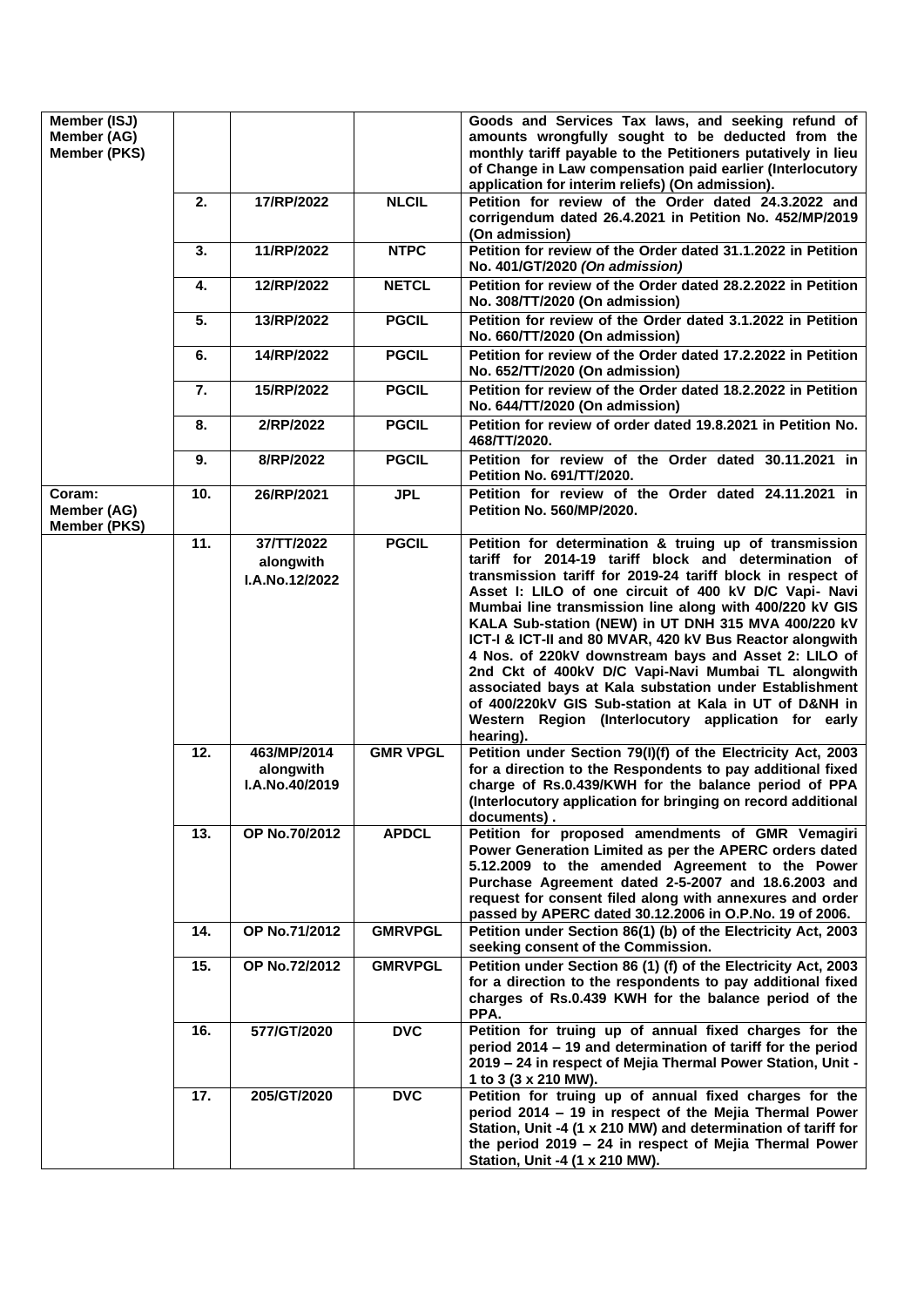| | | | | |
|---|---|---|---|---|
| **Member (ISJ)**<br>**Member (AG)**<br>**Member (PKS)** | | | | **Goods and Services Tax laws, and seeking refund of amounts wrongfully sought to be deducted from the monthly tariff payable to the Petitioners putatively in lieu of Change in Law compensation paid earlier (Interlocutory application for interim reliefs) (On admission).** |
| | **2.** | **17/RP/2022** | **NLCIL** | **Petition for review of the Order dated 24.3.2022 and corrigendum dated 26.4.2021 in Petition No. 452/MP/2019 (On admission)** |
| | **3.** | **11/RP/2022** | **NTPC** | **Petition for review of the Order dated 31.1.2022 in Petition No. 401/GT/2020 *(On admission)*** |
| | **4.** | **12/RP/2022** | **NETCL** | **Petition for review of the Order dated 28.2.2022 in Petition No. 308/TT/2020 (On admission)** |
| | **5.** | **13/RP/2022** | **PGCIL** | **Petition for review of the Order dated 3.1.2022 in Petition No. 660/TT/2020 (On admission)** |
| | **6.** | **14/RP/2022** | **PGCIL** | **Petition for review of the Order dated 17.2.2022 in Petition No. 652/TT/2020 (On admission)** |
| | **7.** | **15/RP/2022** | **PGCIL** | **Petition for review of the Order dated 18.2.2022 in Petition No. 644/TT/2020 (On admission)** |
| | **8.** | **2/RP/2022** | **PGCIL** | **Petition for review of order dated 19.8.2021 in Petition No. 468/TT/2020.** |
| | **9.** | **8/RP/2022** | **PGCIL** | **Petition for review of the Order dated 30.11.2021 in Petition No. 691/TT/2020.** |
| **Coram:**<br>**Member (AG)**<br>**Member (PKS)** | **10.** | **26/RP/2021** | **JPL** | **Petition for review of the Order dated 24.11.2021 in Petition No. 560/MP/2020.** |
| | **11.** | **37/TT/2022 alongwith I.A.No.12/2022** | **PGCIL** | **Petition for determination & truing up of transmission tariff for 2014-19 tariff block and determination of transmission tariff for 2019-24 tariff block in respect of Asset I: LILO of one circuit of 400 kV D/C Vapi- Navi Mumbai line transmission line along with 400/220 kV GIS KALA Sub-station (NEW) in UT DNH 315 MVA 400/220 kV ICT-I & ICT-II and 80 MVAR, 420 kV Bus Reactor alongwith 4 Nos. of 220kV downstream bays and Asset 2: LILO of 2nd Ckt of 400kV D/C Vapi-Navi Mumbai TL alongwith associated bays at Kala substation under Establishment of 400/220kV GIS Sub-station at Kala in UT of D&NH in Western Region (Interlocutory application for early hearing).** |
| | **12.** | **463/MP/2014 alongwith I.A.No.40/2019** | **GMR VPGL** | **Petition under Section 79(I)(f) of the Electricity Act, 2003 for a direction to the Respondents to pay additional fixed charge of Rs.0.439/KWH for the balance period of PPA (Interlocutory application for bringing on record additional documents) .** |
| | **13.** | **OP No.70/2012** | **APDCL** | **Petition for proposed amendments of GMR Vemagiri Power Generation Limited as per the APERC orders dated 5.12.2009 to the amended Agreement to the Power Purchase Agreement dated 2-5-2007 and 18.6.2003 and request for consent filed along with annexures and order passed by APERC dated 30.12.2006 in O.P.No. 19 of 2006.** |
| | **14.** | **OP No.71/2012** | **GMRVPGL** | **Petition under Section 86(1) (b) of the Electricity Act, 2003 seeking consent of the Commission.** |
| | **15.** | **OP No.72/2012** | **GMRVPGL** | **Petition under Section 86 (1) (f) of the Electricity Act, 2003 for a direction to the respondents to pay additional fixed charges of Rs.0.439 KWH for the balance period of the PPA.** |
| | **16.** | **577/GT/2020** | **DVC** | **Petition for truing up of annual fixed charges for the period 2014 – 19 and determination of tariff for the period 2019 – 24 in respect of Mejia Thermal Power Station, Unit - 1 to 3 (3 x 210 MW).** |
| | **17.** | **205/GT/2020** | **DVC** | **Petition for truing up of annual fixed charges for the period 2014 – 19 in respect of the Mejia Thermal Power Station, Unit -4 (1 x 210 MW) and determination of tariff for the period 2019 – 24 in respect of Mejia Thermal Power Station, Unit -4 (1 x 210 MW).** |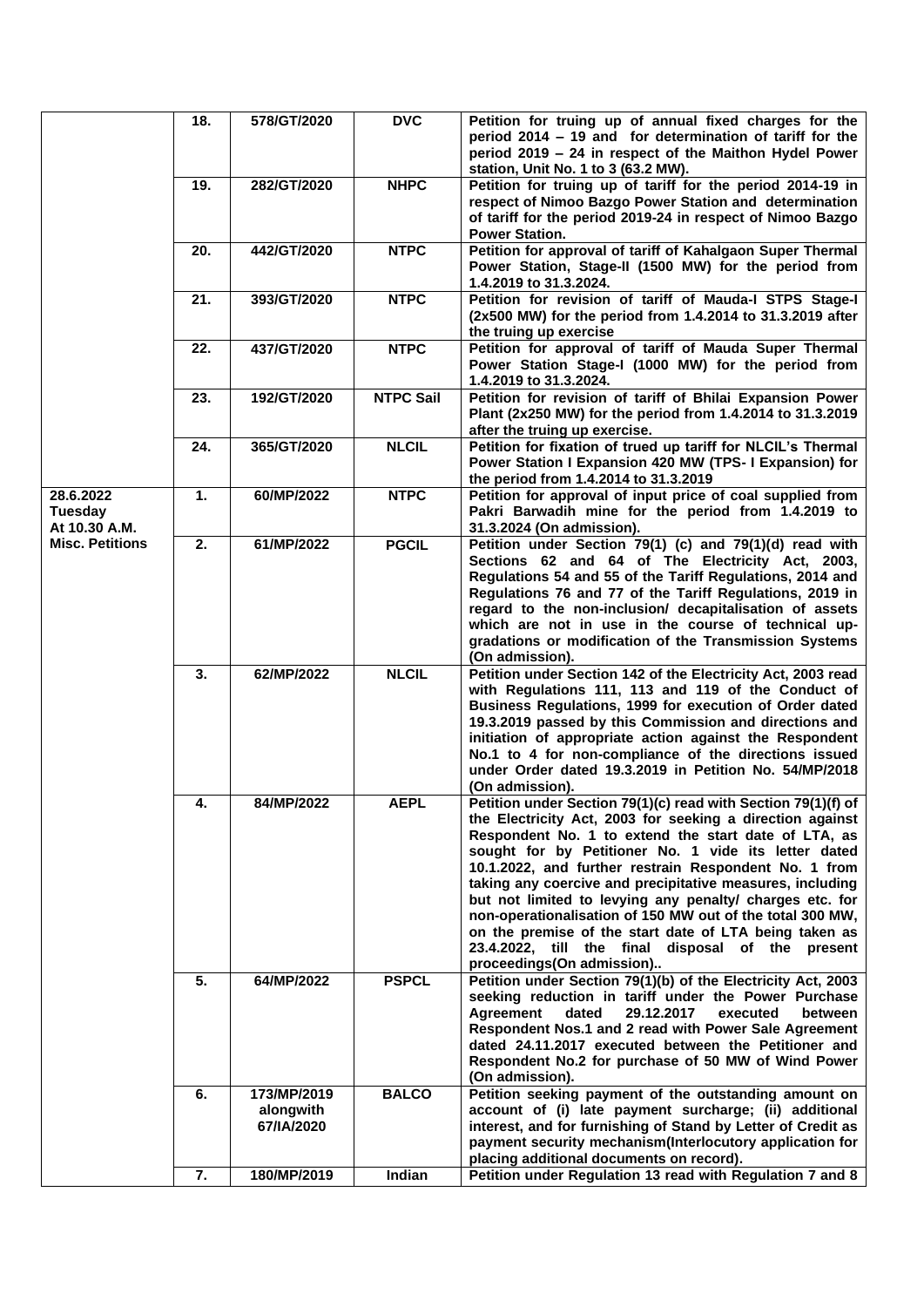|  |  |  |  |  |
|---|---|---|---|---|
|  | **18.** | **578/GT/2020** | **DVC** | **Petition for truing up of annual fixed charges for the period 2014 – 19 and for determination of tariff for the period 2019 – 24 in respect of the Maithon Hydel Power station, Unit No. 1 to 3 (63.2 MW).** |
|  | **19.** | **282/GT/2020** | **NHPC** | **Petition for truing up of tariff for the period 2014-19 in respect of Nimoo Bazgo Power Station and determination of tariff for the period 2019-24 in respect of Nimoo Bazgo Power Station.** |
|  | **20.** | **442/GT/2020** | **NTPC** | **Petition for approval of tariff of Kahalgaon Super Thermal Power Station, Stage-II (1500 MW) for the period from 1.4.2019 to 31.3.2024.** |
|  | **21.** | **393/GT/2020** | **NTPC** | **Petition for revision of tariff of Mauda-I STPS Stage-I (2x500 MW) for the period from 1.4.2014 to 31.3.2019 after the truing up exercise** |
|  | **22.** | **437/GT/2020** | **NTPC** | **Petition for approval of tariff of Mauda Super Thermal Power Station Stage-I (1000 MW) for the period from 1.4.2019 to 31.3.2024.** |
|  | **23.** | **192/GT/2020** | **NTPC Sail** | **Petition for revision of tariff of Bhilai Expansion Power Plant (2x250 MW) for the period from 1.4.2014 to 31.3.2019 after the truing up exercise.** |
|  | **24.** | **365/GT/2020** | **NLCIL** | **Petition for fixation of trued up tariff for NLCIL's Thermal Power Station I Expansion 420 MW (TPS- I Expansion) for the period from 1.4.2014 to 31.3.2019** |
| **28.6.2022 Tuesday At 10.30 A.M.** | **1.** | **60/MP/2022** | **NTPC** | **Petition for approval of input price of coal supplied from Pakri Barwadih mine for the period from 1.4.2019 to 31.3.2024 (On admission).** |
| **Misc. Petitions** | **2.** | **61/MP/2022** | **PGCIL** | **Petition under Section 79(1) (c) and 79(1)(d) read with Sections 62 and 64 of The Electricity Act, 2003, Regulations 54 and 55 of the Tariff Regulations, 2014 and Regulations 76 and 77 of the Tariff Regulations, 2019 in regard to the non-inclusion/ decapitalisation of assets which are not in use in the course of technical up-gradations or modification of the Transmission Systems (On admission).** |
|  | **3.** | **62/MP/2022** | **NLCIL** | **Petition under Section 142 of the Electricity Act, 2003 read with Regulations 111, 113 and 119 of the Conduct of Business Regulations, 1999 for execution of Order dated 19.3.2019 passed by this Commission and directions and initiation of appropriate action against the Respondent No.1 to 4 for non-compliance of the directions issued under Order dated 19.3.2019 in Petition No. 54/MP/2018 (On admission).** |
|  | **4.** | **84/MP/2022** | **AEPL** | **Petition under Section 79(1)(c) read with Section 79(1)(f) of the Electricity Act, 2003 for seeking a direction against Respondent No. 1 to extend the start date of LTA, as sought for by Petitioner No. 1 vide its letter dated 10.1.2022, and further restrain Respondent No. 1 from taking any coercive and precipitative measures, including but not limited to levying any penalty/ charges etc. for non-operationalisation of 150 MW out of the total 300 MW, on the premise of the start date of LTA being taken as 23.4.2022, till the final disposal of the present proceedings(On admission)..** |
|  | **5.** | **64/MP/2022** | **PSPCL** | **Petition under Section 79(1)(b) of the Electricity Act, 2003 seeking reduction in tariff under the Power Purchase Agreement dated 29.12.2017 executed between Respondent Nos.1 and 2 read with Power Sale Agreement dated 24.11.2017 executed between the Petitioner and Respondent No.2 for purchase of 50 MW of Wind Power (On admission).** |
|  | **6.** | **173/MP/2019 alongwith 67/IA/2020** | **BALCO** | **Petition seeking payment of the outstanding amount on account of (i) late payment surcharge; (ii) additional interest, and for furnishing of Stand by Letter of Credit as payment security mechanism(Interlocutory application for placing additional documents on record).** |
|  | **7.** | **180/MP/2019** | **Indian** | **Petition under Regulation 13 read with Regulation 7 and 8** |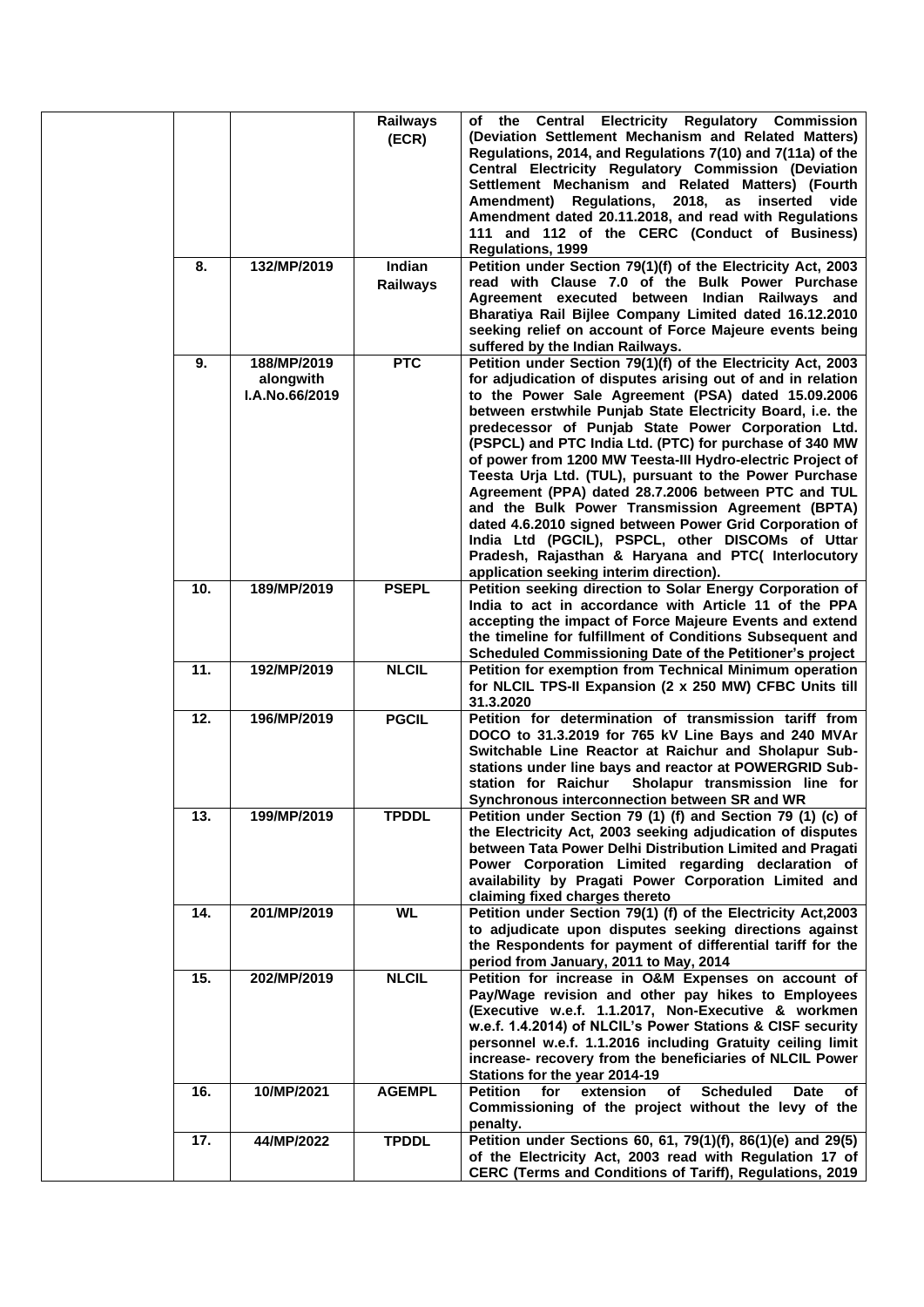| | | | |
|---|---|---|---|
| | | Railways (ECR) | of the Central Electricity Regulatory Commission (Deviation Settlement Mechanism and Related Matters) Regulations, 2014, and Regulations 7(10) and 7(11a) of the Central Electricity Regulatory Commission (Deviation Settlement Mechanism and Related Matters) (Fourth Amendment) Regulations, 2018, as inserted vide Amendment dated 20.11.2018, and read with Regulations 111 and 112 of the CERC (Conduct of Business) Regulations, 1999 |
| 8. | 132/MP/2019 | Indian Railways | Petition under Section 79(1)(f) of the Electricity Act, 2003 read with Clause 7.0 of the Bulk Power Purchase Agreement executed between Indian Railways and Bharatiya Rail Bijlee Company Limited dated 16.12.2010 seeking relief on account of Force Majeure events being suffered by the Indian Railways. |
| 9. | 188/MP/2019 alongwith I.A.No.66/2019 | PTC | Petition under Section 79(1)(f) of the Electricity Act, 2003 for adjudication of disputes arising out of and in relation to the Power Sale Agreement (PSA) dated 15.09.2006 between erstwhile Punjab State Electricity Board, i.e. the predecessor of Punjab State Power Corporation Ltd. (PSPCL) and PTC India Ltd. (PTC) for purchase of 340 MW of power from 1200 MW Teesta-III Hydro-electric Project of Teesta Urja Ltd. (TUL), pursuant to the Power Purchase Agreement (PPA) dated 28.7.2006 between PTC and TUL and the Bulk Power Transmission Agreement (BPTA) dated 4.6.2010 signed between Power Grid Corporation of India Ltd (PGCIL), PSPCL, other DISCOMs of Uttar Pradesh, Rajasthan & Haryana and PTC( Interlocutory application seeking interim direction). |
| 10. | 189/MP/2019 | PSEPL | Petition seeking direction to Solar Energy Corporation of India to act in accordance with Article 11 of the PPA accepting the impact of Force Majeure Events and extend the timeline for fulfillment of Conditions Subsequent and Scheduled Commissioning Date of the Petitioner's project |
| 11. | 192/MP/2019 | NLCIL | Petition for exemption from Technical Minimum operation for NLCIL TPS-II Expansion (2 x 250 MW) CFBC Units till 31.3.2020 |
| 12. | 196/MP/2019 | PGCIL | Petition for determination of transmission tariff from DOCO to 31.3.2019 for 765 kV Line Bays and 240 MVAr Switchable Line Reactor at Raichur and Sholapur Sub-stations under line bays and reactor at POWERGRID Sub-station for Raichur Sholapur transmission line for Synchronous interconnection between SR and WR |
| 13. | 199/MP/2019 | TPDDL | Petition under Section 79 (1) (f) and Section 79 (1) (c) of the Electricity Act, 2003 seeking adjudication of disputes between Tata Power Delhi Distribution Limited and Pragati Power Corporation Limited regarding declaration of availability by Pragati Power Corporation Limited and claiming fixed charges thereto |
| 14. | 201/MP/2019 | WL | Petition under Section 79(1) (f) of the Electricity Act,2003 to adjudicate upon disputes seeking directions against the Respondents for payment of differential tariff for the period from January, 2011 to May, 2014 |
| 15. | 202/MP/2019 | NLCIL | Petition for increase in O&M Expenses on account of Pay/Wage revision and other pay hikes to Employees (Executive w.e.f. 1.1.2017, Non-Executive & workmen w.e.f. 1.4.2014) of NLCIL's Power Stations & CISF security personnel w.e.f. 1.1.2016 including Gratuity ceiling limit increase- recovery from the beneficiaries of NLCIL Power Stations for the year 2014-19 |
| 16. | 10/MP/2021 | AGEMPL | Petition for extension of Scheduled Date of Commissioning of the project without the levy of the penalty. |
| 17. | 44/MP/2022 | TPDDL | Petition under Sections 60, 61, 79(1)(f), 86(1)(e) and 29(5) of the Electricity Act, 2003 read with Regulation 17 of CERC (Terms and Conditions of Tariff), Regulations, 2019 |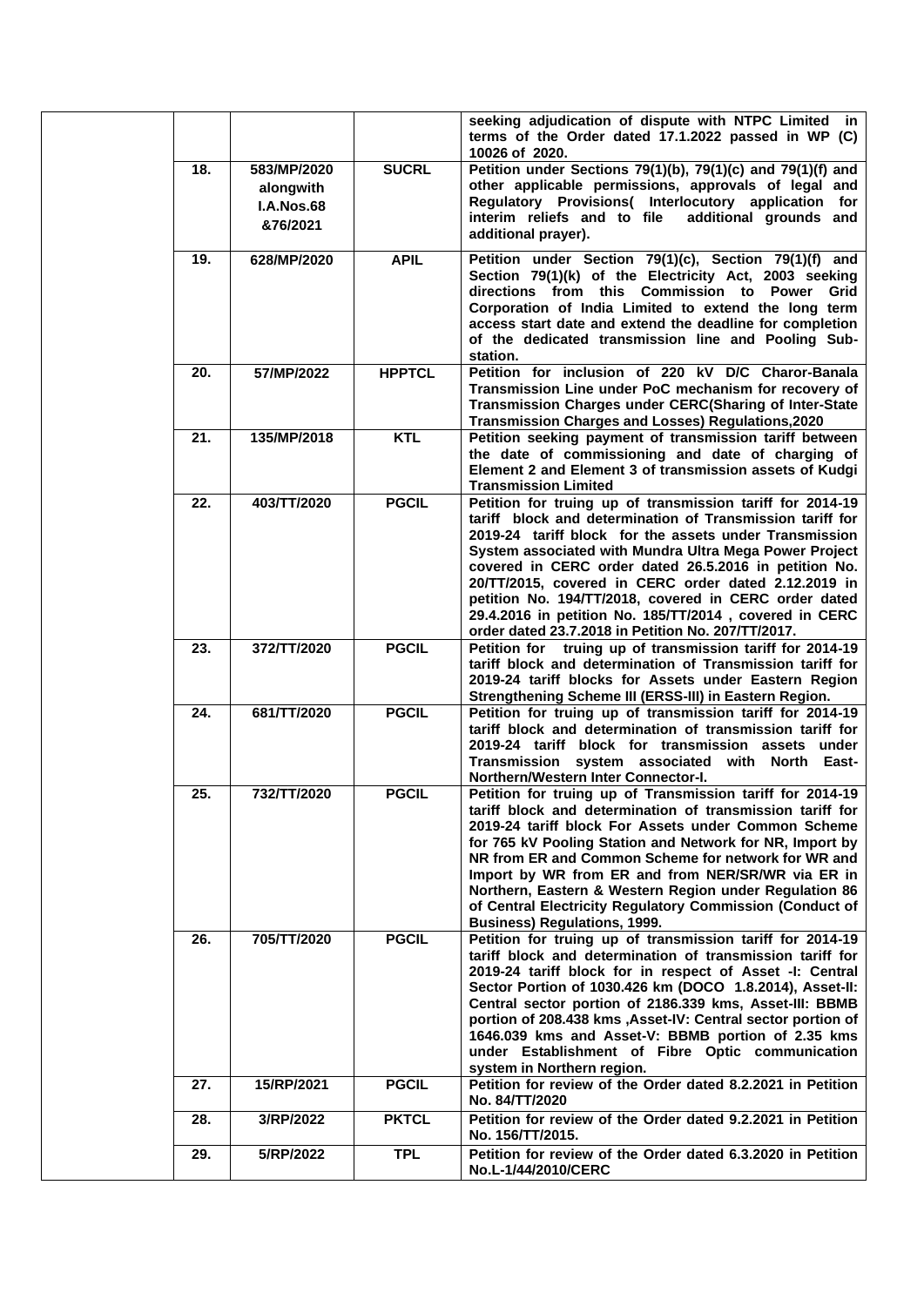| | | | | |
|---|---|---|---|---|
| | | | | **seeking adjudication of dispute with NTPC Limited in terms of the Order dated 17.1.2022 passed in WP (C) 10026 of 2020.** |
| | **18.** | **583/MP/2020 alongwith I.A.Nos.68 &76/2021** | **SUCRL** | **Petition under Sections 79(1)(b), 79(1)(c) and 79(1)(f) and other applicable permissions, approvals of legal and Regulatory Provisions( Interlocutory application for interim reliefs and to file additional grounds and additional prayer).** |
| | **19.** | **628/MP/2020** | **APIL** | **Petition under Section 79(1)(c), Section 79(1)(f) and Section 79(1)(k) of the Electricity Act, 2003 seeking directions from this Commission to Power Grid Corporation of India Limited to extend the long term access start date and extend the deadline for completion of the dedicated transmission line and Pooling Sub-station.** |
| | **20.** | **57/MP/2022** | **HPPTCL** | **Petition for inclusion of 220 kV D/C Charor-Banala Transmission Line under PoC mechanism for recovery of Transmission Charges under CERC(Sharing of Inter-State Transmission Charges and Losses) Regulations,2020** |
| | **21.** | **135/MP/2018** | **KTL** | **Petition seeking payment of transmission tariff between the date of commissioning and date of charging of Element 2 and Element 3 of transmission assets of Kudgi Transmission Limited** |
| | **22.** | **403/TT/2020** | **PGCIL** | **Petition for truing up of transmission tariff for 2014-19 tariff block and determination of Transmission tariff for 2019-24 tariff block for the assets under Transmission System associated with Mundra Ultra Mega Power Project covered in CERC order dated 26.5.2016 in petition No. 20/TT/2015, covered in CERC order dated 2.12.2019 in petition No. 194/TT/2018, covered in CERC order dated 29.4.2016 in petition No. 185/TT/2014 , covered in CERC order dated 23.7.2018 in Petition No. 207/TT/2017.** |
| | **23.** | **372/TT/2020** | **PGCIL** | **Petition for truing up of transmission tariff for 2014-19 tariff block and determination of Transmission tariff for 2019-24 tariff blocks for Assets under Eastern Region Strengthening Scheme III (ERSS-III) in Eastern Region.** |
| | **24.** | **681/TT/2020** | **PGCIL** | **Petition for truing up of transmission tariff for 2014-19 tariff block and determination of transmission tariff for 2019-24 tariff block for transmission assets under Transmission system associated with North East-Northern/Western Inter Connector-I.** |
| | **25.** | **732/TT/2020** | **PGCIL** | **Petition for truing up of Transmission tariff for 2014-19 tariff block and determination of transmission tariff for 2019-24 tariff block For Assets under Common Scheme for 765 kV Pooling Station and Network for NR, Import by NR from ER and Common Scheme for network for WR and Import by WR from ER and from NER/SR/WR via ER in Northern, Eastern & Western Region under Regulation 86 of Central Electricity Regulatory Commission (Conduct of Business) Regulations, 1999.** |
| | **26.** | **705/TT/2020** | **PGCIL** | **Petition for truing up of transmission tariff for 2014-19 tariff block and determination of transmission tariff for 2019-24 tariff block for in respect of Asset -I: Central Sector Portion of 1030.426 km (DOCO 1.8.2014), Asset-II: Central sector portion of 2186.339 kms, Asset-III: BBMB portion of 208.438 kms ,Asset-IV: Central sector portion of 1646.039 kms and Asset-V: BBMB portion of 2.35 kms under Establishment of Fibre Optic communication system in Northern region.** |
| | **27.** | **15/RP/2021** | **PGCIL** | **Petition for review of the Order dated 8.2.2021 in Petition No. 84/TT/2020** |
| | **28.** | **3/RP/2022** | **PKTCL** | **Petition for review of the Order dated 9.2.2021 in Petition No. 156/TT/2015.** |
| | **29.** | **5/RP/2022** | **TPL** | **Petition for review of the Order dated 6.3.2020 in Petition No.L-1/44/2010/CERC** |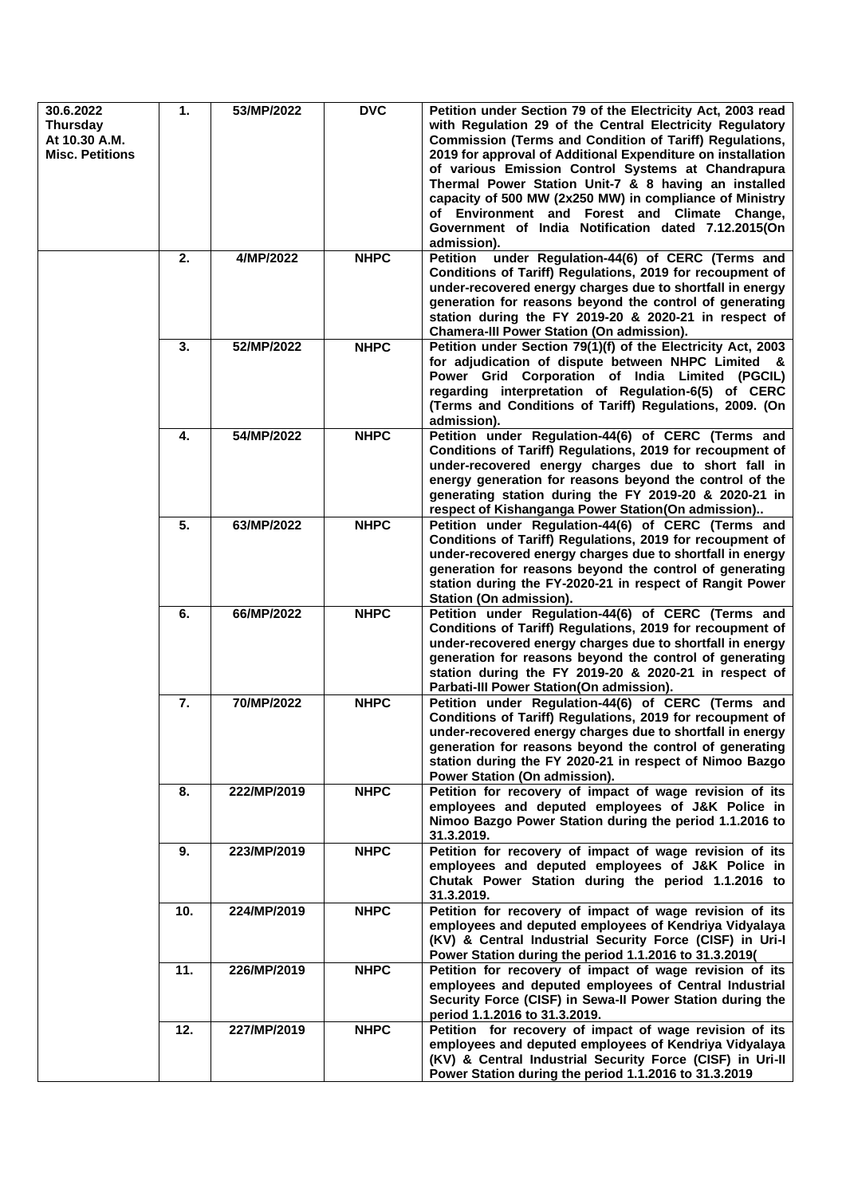| | | | | |
|---|---|---|---|---|
| **30.6.2022 Thursday At 10.30 A.M. Misc. Petitions** | **1.** | **53/MP/2022** | **DVC** | **Petition under Section 79 of the Electricity Act, 2003 read with Regulation 29 of the Central Electricity Regulatory Commission (Terms and Condition of Tariff) Regulations, 2019 for approval of Additional Expenditure on installation of various Emission Control Systems at Chandrapura Thermal Power Station Unit-7 & 8 having an installed capacity of 500 MW (2x250 MW) in compliance of Ministry of Environment and Forest and Climate Change, Government of India Notification dated 7.12.2015(On admission).** |
| | **2.** | **4/MP/2022** | **NHPC** | **Petition under Regulation-44(6) of CERC (Terms and Conditions of Tariff) Regulations, 2019 for recoupment of under-recovered energy charges due to shortfall in energy generation for reasons beyond the control of generating station during the FY 2019-20 & 2020-21 in respect of Chamera-III Power Station (On admission).** |
| | **3.** | **52/MP/2022** | **NHPC** | **Petition under Section 79(1)(f) of the Electricity Act, 2003 for adjudication of dispute between NHPC Limited & Power Grid Corporation of India Limited (PGCIL) regarding interpretation of Regulation-6(5) of CERC (Terms and Conditions of Tariff) Regulations, 2009. (On admission).** |
| | **4.** | **54/MP/2022** | **NHPC** | **Petition under Regulation-44(6) of CERC (Terms and Conditions of Tariff) Regulations, 2019 for recoupment of under-recovered energy charges due to short fall in energy generation for reasons beyond the control of the generating station during the FY 2019-20 & 2020-21 in respect of Kishanganga Power Station(On admission)..** |
| | **5.** | **63/MP/2022** | **NHPC** | **Petition under Regulation-44(6) of CERC (Terms and Conditions of Tariff) Regulations, 2019 for recoupment of under-recovered energy charges due to shortfall in energy generation for reasons beyond the control of generating station during the FY-2020-21 in respect of Rangit Power Station (On admission).** |
| | **6.** | **66/MP/2022** | **NHPC** | **Petition under Regulation-44(6) of CERC (Terms and Conditions of Tariff) Regulations, 2019 for recoupment of under-recovered energy charges due to shortfall in energy generation for reasons beyond the control of generating station during the FY 2019-20 & 2020-21 in respect of Parbati-III Power Station(On admission).** |
| | **7.** | **70/MP/2022** | **NHPC** | **Petition under Regulation-44(6) of CERC (Terms and Conditions of Tariff) Regulations, 2019 for recoupment of under-recovered energy charges due to shortfall in energy generation for reasons beyond the control of generating station during the FY 2020-21 in respect of Nimoo Bazgo Power Station (On admission).** |
| | **8.** | **222/MP/2019** | **NHPC** | **Petition for recovery of impact of wage revision of its employees and deputed employees of J&K Police in Nimoo Bazgo Power Station during the period 1.1.2016 to 31.3.2019.** |
| | **9.** | **223/MP/2019** | **NHPC** | **Petition for recovery of impact of wage revision of its employees and deputed employees of J&K Police in Chutak Power Station during the period 1.1.2016 to 31.3.2019.** |
| | **10.** | **224/MP/2019** | **NHPC** | **Petition for recovery of impact of wage revision of its employees and deputed employees of Kendriya Vidyalaya (KV) & Central Industrial Security Force (CISF) in Uri-I Power Station during the period 1.1.2016 to 31.3.2019(** |
| | **11.** | **226/MP/2019** | **NHPC** | **Petition for recovery of impact of wage revision of its employees and deputed employees of Central Industrial Security Force (CISF) in Sewa-II Power Station during the period 1.1.2016 to 31.3.2019.** |
| | **12.** | **227/MP/2019** | **NHPC** | **Petition for recovery of impact of wage revision of its employees and deputed employees of Kendriya Vidyalaya (KV) & Central Industrial Security Force (CISF) in Uri-II Power Station during the period 1.1.2016 to 31.3.2019** |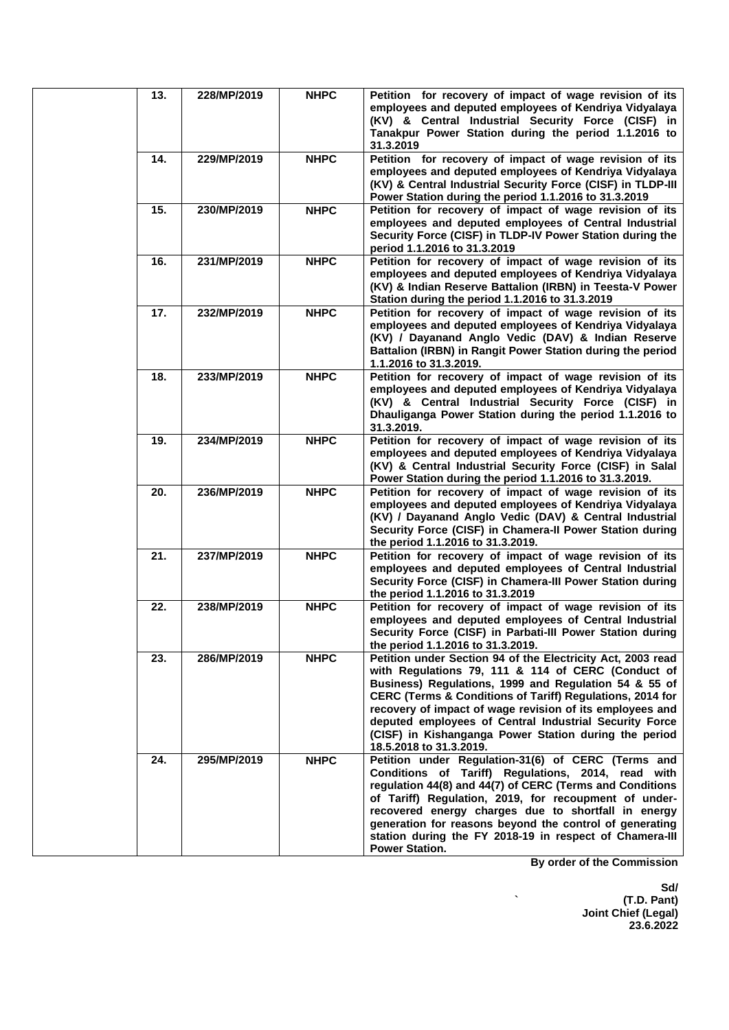| | | | | |
|---|---|---|---|---|
| | 13. | 228/MP/2019 | NHPC | Petition for recovery of impact of wage revision of its employees and deputed employees of Kendriya Vidyalaya (KV) & Central Industrial Security Force (CISF) in Tanakpur Power Station during the period 1.1.2016 to 31.3.2019 |
| | 14. | 229/MP/2019 | NHPC | Petition for recovery of impact of wage revision of its employees and deputed employees of Kendriya Vidyalaya (KV) & Central Industrial Security Force (CISF) in TLDP-III Power Station during the period 1.1.2016 to 31.3.2019 |
| | 15. | 230/MP/2019 | NHPC | Petition for recovery of impact of wage revision of its employees and deputed employees of Central Industrial Security Force (CISF) in TLDP-IV Power Station during the period 1.1.2016 to 31.3.2019 |
| | 16. | 231/MP/2019 | NHPC | Petition for recovery of impact of wage revision of its employees and deputed employees of Kendriya Vidyalaya (KV) & Indian Reserve Battalion (IRBN) in Teesta-V Power Station during the period 1.1.2016 to 31.3.2019 |
| | 17. | 232/MP/2019 | NHPC | Petition for recovery of impact of wage revision of its employees and deputed employees of Kendriya Vidyalaya (KV) / Dayanand Anglo Vedic (DAV) & Indian Reserve Battalion (IRBN) in Rangit Power Station during the period 1.1.2016 to 31.3.2019. |
| | 18. | 233/MP/2019 | NHPC | Petition for recovery of impact of wage revision of its employees and deputed employees of Kendriya Vidyalaya (KV) & Central Industrial Security Force (CISF) in Dhauliganga Power Station during the period 1.1.2016 to 31.3.2019. |
| | 19. | 234/MP/2019 | NHPC | Petition for recovery of impact of wage revision of its employees and deputed employees of Kendriya Vidyalaya (KV) & Central Industrial Security Force (CISF) in Salal Power Station during the period 1.1.2016 to 31.3.2019. |
| | 20. | 236/MP/2019 | NHPC | Petition for recovery of impact of wage revision of its employees and deputed employees of Kendriya Vidyalaya (KV) / Dayanand Anglo Vedic (DAV) & Central Industrial Security Force (CISF) in Chamera-II Power Station during the period 1.1.2016 to 31.3.2019. |
| | 21. | 237/MP/2019 | NHPC | Petition for recovery of impact of wage revision of its employees and deputed employees of Central Industrial Security Force (CISF) in Chamera-III Power Station during the period 1.1.2016 to 31.3.2019 |
| | 22. | 238/MP/2019 | NHPC | Petition for recovery of impact of wage revision of its employees and deputed employees of Central Industrial Security Force (CISF) in Parbati-III Power Station during the period 1.1.2016 to 31.3.2019. |
| | 23. | 286/MP/2019 | NHPC | Petition under Section 94 of the Electricity Act, 2003 read with Regulations 79, 111 & 114 of CERC (Conduct of Business) Regulations, 1999 and Regulation 54 & 55 of CERC (Terms & Conditions of Tariff) Regulations, 2014 for recovery of impact of wage revision of its employees and deputed employees of Central Industrial Security Force (CISF) in Kishanganga Power Station during the period 18.5.2018 to 31.3.2019. |
| | 24. | 295/MP/2019 | NHPC | Petition under Regulation-31(6) of CERC (Terms and Conditions of Tariff) Regulations, 2014, read with regulation 44(8) and 44(7) of CERC (Terms and Conditions of Tariff) Regulation, 2019, for recoupment of under-recovered energy charges due to shortfall in energy generation for reasons beyond the control of generating station during the FY 2018-19 in respect of Chamera-III Power Station. |

**By order of the Commission**

**Sd/**
**(T.D. Pant)**
**Joint Chief (Legal)**
**23.6.2022**